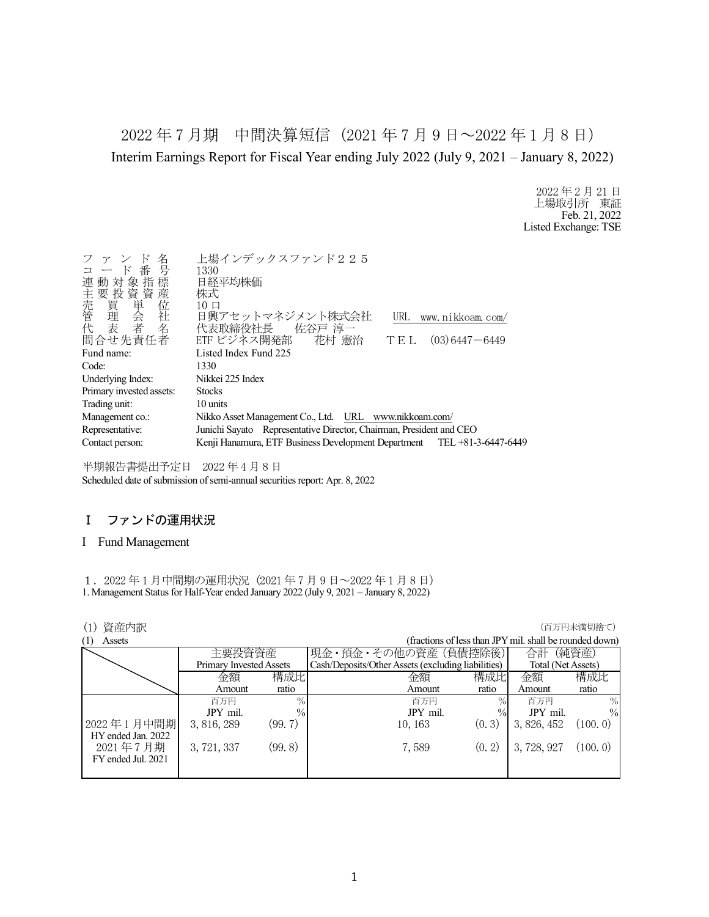# 2022 年 7 月期　中間決算短信（2021 年 7 月 9 日～2022 年 1 月 8 日）

## Interim Earnings Report for Fiscal Year ending July 2022 (July 9, 2021 – January 8, 2022)

2022 年 2 月 21 日
上場取引所　東証
Feb. 21, 2022
Listed Exchange: TSE

ファンド名　上場インデックスファンド２２５
コード番号　1330
連動対象指標　日経平均株価
主要投資資産　株式
売買単位　10 口
管理会社　日興アセットマネジメント株式会社　URL　www.nikkoam.com/
代表者名　代表取締役社長　佐谷戸 淳一
問合せ先責任者　ETF ビジネス開発部　花村 憲治　ＴＥＬ　(03)6447－6449

Fund name: Listed Index Fund 225
Code: 1330
Underlying Index: Nikkei 225 Index
Primary invested assets: Stocks
Trading unit: 10 units
Management co.: Nikko Asset Management Co., Ltd.　URL　www.nikkoam.com/
Representative: Junichi Sayato　Representative Director, Chairman, President and CEO
Contact person: Kenji Hanamura, ETF Business Development Department　TEL +81-3-6447-6449

半期報告書提出予定日　2022 年 4 月 8 日
Scheduled date of submission of semi-annual securities report: Apr. 8, 2022

## Ⅰ　ファンドの運用状況

## I　Fund Management

１．2022 年 1 月中間期の運用状況（2021 年 7 月 9 日～2022 年 1 月 8 日）
1. Management Status for Half-Year ended January 2022 (July 9, 2021 – January 8, 2022)

(1) 資産内訳　（百万円未満切捨て）
(1)　Assets　(fractions of less than JPY mil. shall be rounded down)

| | 主要投資資産 Primary Invested Assets | | 現金・預金・その他の資産（負債控除後） Cash/Deposits/Other Assets (excluding liabilities) | | 合計（純資産） Total (Net Assets) | |
|---|---|---|---|---|---|---|
| | 金額 Amount | 構成比 ratio | 金額 Amount | 構成比 ratio | 金額 Amount | 構成比 ratio |
| | 百万円 JPY mil. | % % | 百万円 JPY mil. | % % | 百万円 JPY mil. | % % |
| 2022 年 1 月中間期 HY ended Jan. 2022 | 3,816,289 | (99.7) | 10,163 | (0.3) | 3,826,452 | (100.0) |
| 2021 年 7 月期 FY ended Jul. 2021 | 3,721,337 | (99.8) | 7,589 | (0.2) | 3,728,927 | (100.0) |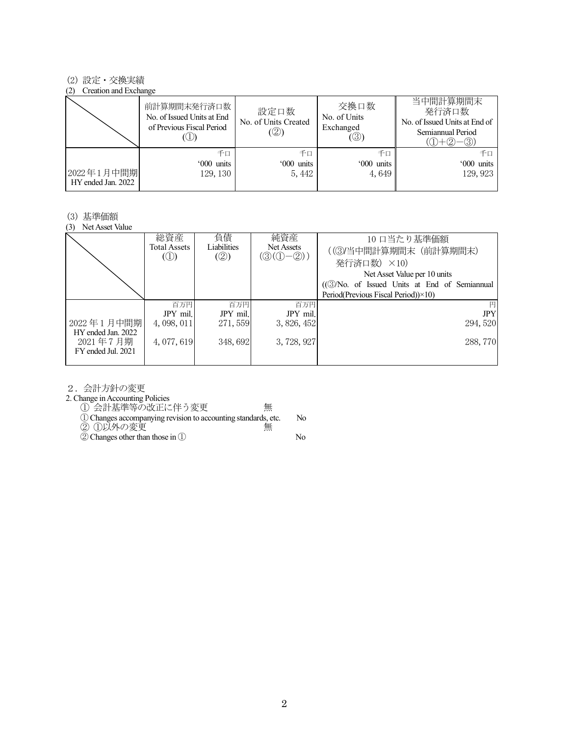(2) 設定・交換実績

(2) Creation and Exchange

| | 前計算期間末発行済口数<br>No. of Issued Units at End of Previous Fiscal Period<br>(①) | 設定口数<br>No. of Units Created<br>(②) | 交換口数<br>No. of Units Exchanged<br>(③) | 当中間計算期間末<br>発行済口数<br>No. of Issued Units at End of Semiannual Period<br>(①+②−③) |
|---|---|---|---|---|
| | 千口<br>'000 units | 千口<br>'000 units | 千口<br>'000 units | 千口<br>'000 units |
| 2022年1月中間期<br>HY ended Jan. 2022 | 129, 130 | 5, 442 | 4, 649 | 129, 923 |

(3) 基準価額

(3) Net Asset Value

| | 総資産<br>Total Assets<br>(①) | 負債<br>Liabilities<br>(②) | 純資産<br>Net Assets<br>(③(①−②)) | 10 口当たり基準価額<br>((③/当中間計算期間末(前計算期間末)発行済口数)×10)<br>Net Asset Value per 10 units<br>((③/No. of Issued Units at End of Semiannual Period(Previous Fiscal Period))×10) |
|---|---|---|---|---|
| | 百万円<br>JPY mil. | 百万円<br>JPY mil. | 百万円<br>JPY mil. | 円<br>JPY |
| 2022 年 1 月中間期<br>HY ended Jan. 2022 | 4, 098, 011 | 271, 559 | 3, 826, 452 | 294, 520 |
| 2021 年 7 月期<br>FY ended Jul. 2021 | 4, 077, 619 | 348, 692 | 3, 728, 927 | 288, 770 |

2．会計方針の変更

2. Change in Accounting Policies

① 会計基準等の改正に伴う変更　無

① Changes accompanying revision to accounting standards, etc.　No

② ①以外の変更　無

② Changes other than those in ①　No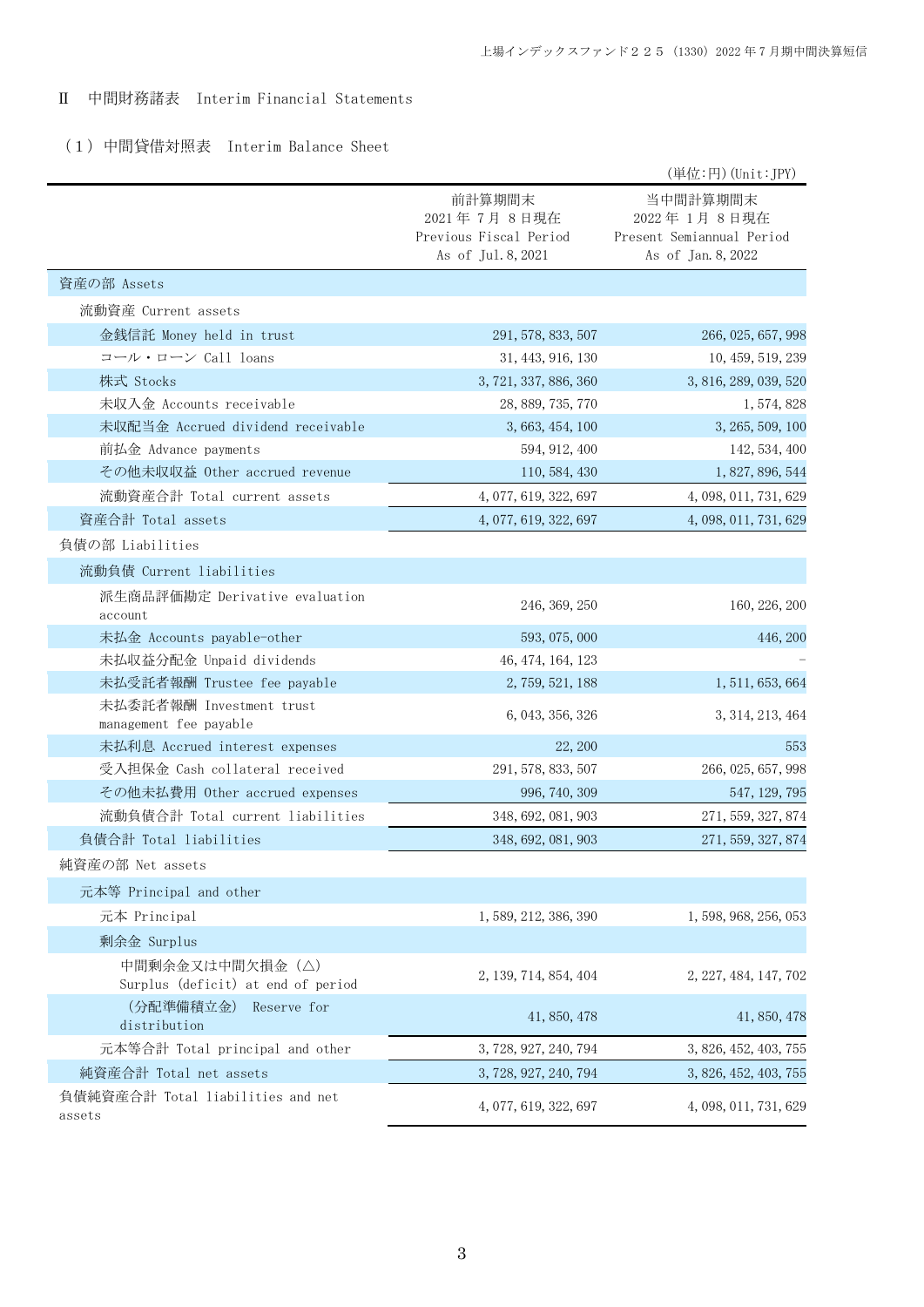## Ⅱ 中間財務諸表 Interim Financial Statements

### （１）中間貸借対照表 Interim Balance Sheet

（単位:円）(Unit:JPY)

| | 前計算期間末<br>2021年7月8日現在<br>Previous Fiscal Period<br>As of Jul.8,2021 | 当中間計算期間末<br>2022年1月8日現在<br>Present Semiannual Period<br>As of Jan.8,2022 |
|---|---|---|
| 資産の部 Assets | | |
| 流動資産 Current assets | | |
| 金銭信託 Money held in trust | 291,578,833,507 | 266,025,657,998 |
| コール・ローン Call loans | 31,443,916,130 | 10,459,519,239 |
| 株式 Stocks | 3,721,337,886,360 | 3,816,289,039,520 |
| 未収入金 Accounts receivable | 28,889,735,770 | 1,574,828 |
| 未収配当金 Accrued dividend receivable | 3,663,454,100 | 3,265,509,100 |
| 前払金 Advance payments | 594,912,400 | 142,534,400 |
| その他未収収益 Other accrued revenue | 110,584,430 | 1,827,896,544 |
| 流動資産合計 Total current assets | 4,077,619,322,697 | 4,098,011,731,629 |
| 資産合計 Total assets | 4,077,619,322,697 | 4,098,011,731,629 |
| 負債の部 Liabilities | | |
| 流動負債 Current liabilities | | |
| 派生商品評価勘定 Derivative evaluation account | 246,369,250 | 160,226,200 |
| 未払金 Accounts payable-other | 593,075,000 | 446,200 |
| 未払収益分配金 Unpaid dividends | 46,474,164,123 | - |
| 未払受託者報酬 Trustee fee payable | 2,759,521,188 | 1,511,653,664 |
| 未払委託者報酬 Investment trust management fee payable | 6,043,356,326 | 3,314,213,464 |
| 未払利息 Accrued interest expenses | 22,200 | 553 |
| 受入担保金 Cash collateral received | 291,578,833,507 | 266,025,657,998 |
| その他未払費用 Other accrued expenses | 996,740,309 | 547,129,795 |
| 流動負債合計 Total current liabilities | 348,692,081,903 | 271,559,327,874 |
| 負債合計 Total liabilities | 348,692,081,903 | 271,559,327,874 |
| 純資産の部 Net assets | | |
| 元本等 Principal and other | | |
| 元本 Principal | 1,589,212,386,390 | 1,598,968,256,053 |
| 剰余金 Surplus | | |
| 中間剰余金又は中間欠損金（△） Surplus (deficit) at end of period | 2,139,714,854,404 | 2,227,484,147,702 |
| （分配準備積立金） Reserve for distribution | 41,850,478 | 41,850,478 |
| 元本等合計 Total principal and other | 3,728,927,240,794 | 3,826,452,403,755 |
| 純資産合計 Total net assets | 3,728,927,240,794 | 3,826,452,403,755 |
| 負債純資産合計 Total liabilities and net assets | 4,077,619,322,697 | 4,098,011,731,629 |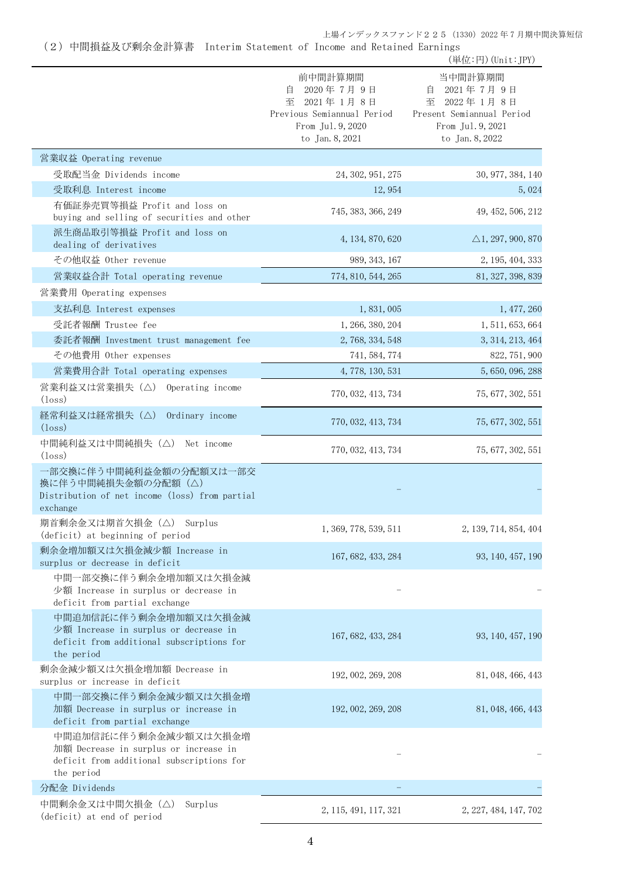## （2）中間損益及び剰余金計算書　Interim Statement of Income and Retained Earnings

(単位:円)(Unit:JPY)

| | 前中間計算期間<br>自　2020年7月9日<br>至　2021年1月8日<br>Previous Semiannual Period<br>From Jul.9,2020<br>to Jan.8,2021 | 当中間計算期間<br>自　2021年7月9日<br>至　2022年1月8日<br>Present Semiannual Period<br>From Jul.9,2021<br>to Jan.8,2022 |
|---|---|---|
| 営業収益 Operating revenue | | |
| 受取配当金 Dividends income | 24,302,951,275 | 30,977,384,140 |
| 受取利息 Interest income | 12,954 | 5,024 |
| 有価証券売買等損益 Profit and loss on buying and selling of securities and other | 745,383,366,249 | 49,452,506,212 |
| 派生商品取引等損益 Profit and loss on dealing of derivatives | 4,134,870,620 | △1,297,900,870 |
| その他収益 Other revenue | 989,343,167 | 2,195,404,333 |
| 営業収益合計 Total operating revenue | 774,810,544,265 | 81,327,398,839 |
| 営業費用 Operating expenses | | |
| 支払利息 Interest expenses | 1,831,005 | 1,477,260 |
| 受託者報酬 Trustee fee | 1,266,380,204 | 1,511,653,664 |
| 委託者報酬 Investment trust management fee | 2,768,334,548 | 3,314,213,464 |
| その他費用 Other expenses | 741,584,774 | 822,751,900 |
| 営業費用合計 Total operating expenses | 4,778,130,531 | 5,650,096,288 |
| 営業利益又は営業損失（△） Operating income (loss) | 770,032,413,734 | 75,677,302,551 |
| 経常利益又は経常損失（△） Ordinary income (loss) | 770,032,413,734 | 75,677,302,551 |
| 中間純利益又は中間純損失（△） Net income (loss) | 770,032,413,734 | 75,677,302,551 |
| 一部交換に伴う中間純利益金額の分配額又は一部交換に伴う中間純損失金額の分配額（△） Distribution of net income (loss) from partial exchange | － | － |
| 期首剰余金又は期首欠損金（△） Surplus (deficit) at beginning of period | 1,369,778,539,511 | 2,139,714,854,404 |
| 剰余金増加額又は欠損金減少額 Increase in surplus or decrease in deficit | 167,682,433,284 | 93,140,457,190 |
| 中間一部交換に伴う剰余金増加額又は欠損金減少額 Increase in surplus or decrease in deficit from partial exchange | － | － |
| 中間追加信託に伴う剰余金増加額又は欠損金減少額 Increase in surplus or decrease in deficit from additional subscriptions for the period | 167,682,433,284 | 93,140,457,190 |
| 剰余金減少額又は欠損金増加額 Decrease in surplus or increase in deficit | 192,002,269,208 | 81,048,466,443 |
| 中間一部交換に伴う剰余金減少額又は欠損金増加額 Decrease in surplus or increase in deficit from partial exchange | 192,002,269,208 | 81,048,466,443 |
| 中間追加信託に伴う剰余金減少額又は欠損金増加額 Decrease in surplus or increase in deficit from additional subscriptions for the period | － | － |
| 分配金 Dividends | － | － |
| 中間剰余金又は中間欠損金（△） Surplus (deficit) at end of period | 2,115,491,117,321 | 2,227,484,147,702 |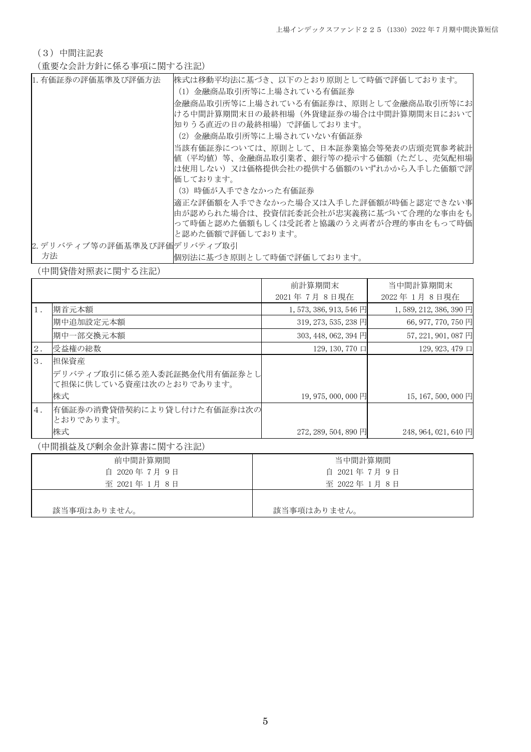（3）中間注記表

（重要な会計方針に係る事項に関する注記）

| | |
|---|---|
| 1. 有価証券の評価基準及び評価方法 | 株式は移動平均法に基づき、以下のとおり原則として時価で評価しております。<br>（1）金融商品取引所等に上場されている有価証券<br>金融商品取引所等に上場されている有価証券は、原則として金融商品取引所等における中間計算期間末日の最終相場（外貨建証券の場合は中間計算期間末日において知りうる直近の日の最終相場）で評価しております。<br>（2）金融商品取引所等に上場されていない有価証券<br>当該有価証券については、原則として、日本証券業協会等発表の店頭売買参考統計値（平均値）等、金融商品取引業者、銀行等の提示する価額（ただし、売気配相場は使用しない）又は価格提供会社の提供する価額のいずれかから入手した価額で評価しております。<br>（3）時価が入手できなかった有価証券<br>適正な評価額を入手できなかった場合又は入手した評価額が時価と認定できない事由が認められた場合は、投資信託委託会社が忠実義務に基づいて合理的な事由をもって時価と認めた価額もしくは受託者と協議のうえ両者が合理的事由をもって時価と認めた価額で評価しております。 |
| 2. デリバティブ等の評価基準及び評価方法 | デリバティブ取引<br>個別法に基づき原則として時価で評価しております。 |

（中間貸借対照表に関する注記）

| | | 前計算期間末<br>2021 年 7 月 8 日現在 | 当中間計算期間末<br>2022 年 1 月 8 日現在 |
|---|---|---|---|
| 1. | 期首元本額 | 1, 573, 386, 913, 546 円 | 1, 589, 212, 386, 390 円 |
| | 期中追加設定元本額 | 319, 273, 535, 238 円 | 66, 977, 770, 750 円 |
| | 期中一部交換元本額 | 303, 448, 062, 394 円 | 57, 221, 901, 087 円 |
| 2. | 受益権の総数 | 129, 130, 770 口 | 129, 923, 479 口 |
| 3. | 担保資産<br>デリバティブ取引に係る差入委託証拠金代用有価証券として担保に供している資産は次のとおりであります。 | | |
| | 株式 | 19, 975, 000, 000 円 | 15, 167, 500, 000 円 |
| 4. | 有価証券の消費貸借契約により貸し付けた有価証券は次のとおりであります。 | | |
| | 株式 | 272, 289, 504, 890 円 | 248, 964, 021, 640 円 |

（中間損益及び剰余金計算書に関する注記）

| 前中間計算期間<br>自 2020 年 7 月 9 日<br>至 2021 年 1 月 8 日 | 当中間計算期間<br>自 2021 年 7 月 9 日<br>至 2022 年 1 月 8 日 |
|---|---|
| 該当事項はありません。 | 該当事項はありません。 |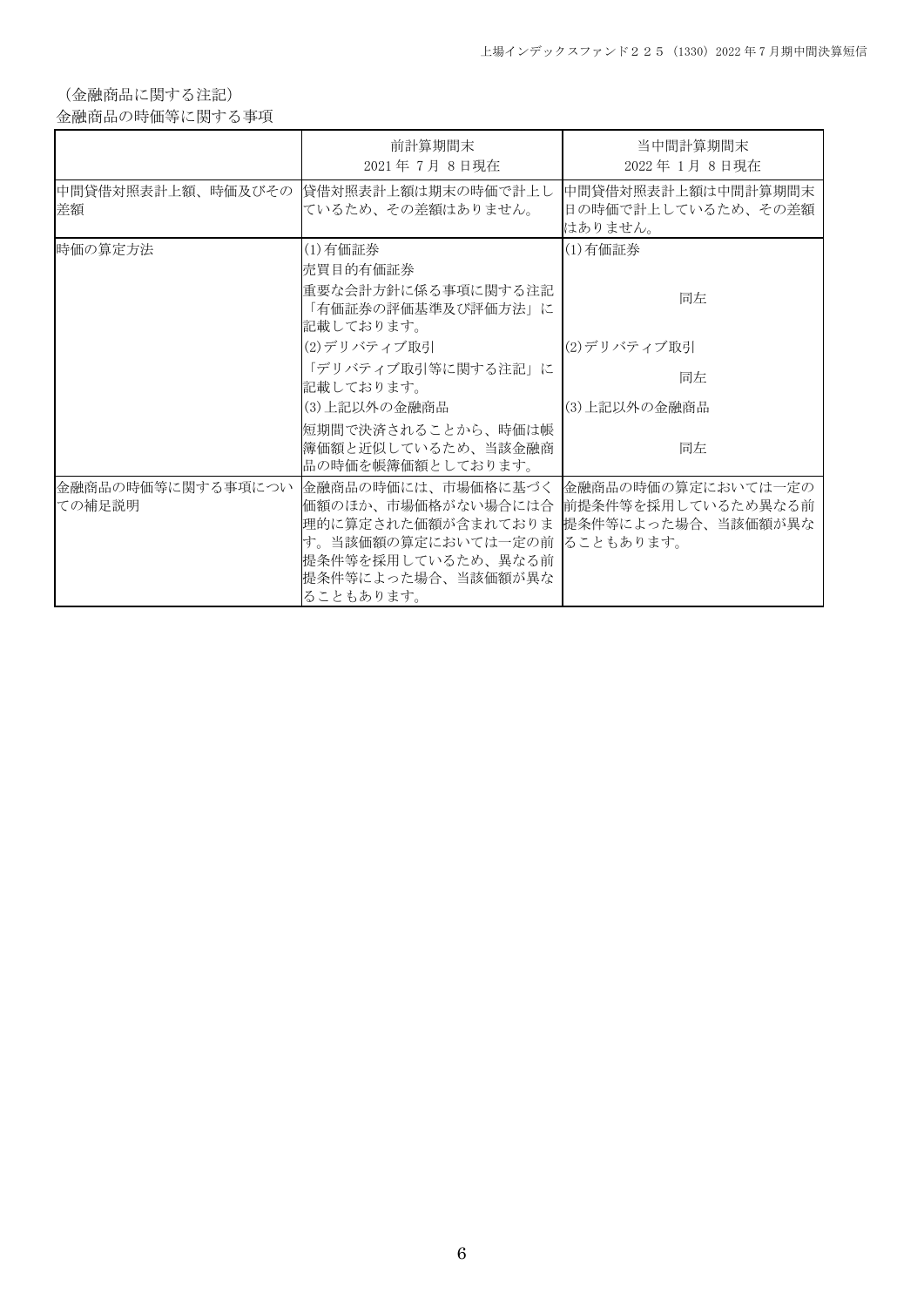（金融商品に関する注記）

金融商品の時価等に関する事項

| | 前計算期間末<br>2021 年 7 月 8 日現在 | 当中間計算期間末<br>2022 年 1 月 8 日現在 |
|---|---|---|
| 中間貸借対照表計上額、時価及びその差額 | 貸借対照表計上額は期末の時価で計上しているため、その差額はありません。 | 中間貸借対照表計上額は中間計算期間末日の時価で計上しているため、その差額はありません。 |
| 時価の算定方法 | (1)有価証券<br>売買目的有価証券<br>重要な会計方針に係る事項に関する注記「有価証券の評価基準及び評価方法」に記載しております。<br>(2)デリバティブ取引<br>「デリバティブ取引等に関する注記」に記載しております。<br>(3)上記以外の金融商品<br>短期間で決済されることから、時価は帳簿価額と近似しているため、当該金融商品の時価を帳簿価額としております。 | (1)有価証券<br>同左<br>(2)デリバティブ取引<br>同左<br>(3)上記以外の金融商品<br>同左 |
| 金融商品の時価等に関する事項についての補足説明 | 金融商品の時価には、市場価格に基づく価額のほか、市場価格がない場合には合理的に算定された価額が含まれております。当該価額の算定においては一定の前提条件等を採用しているため、異なる前提条件等によった場合、当該価額が異なることもあります。 | 金融商品の時価の算定においては一定の前提条件等を採用しているため異なる前提条件等によった場合、当該価額が異なることもあります。 |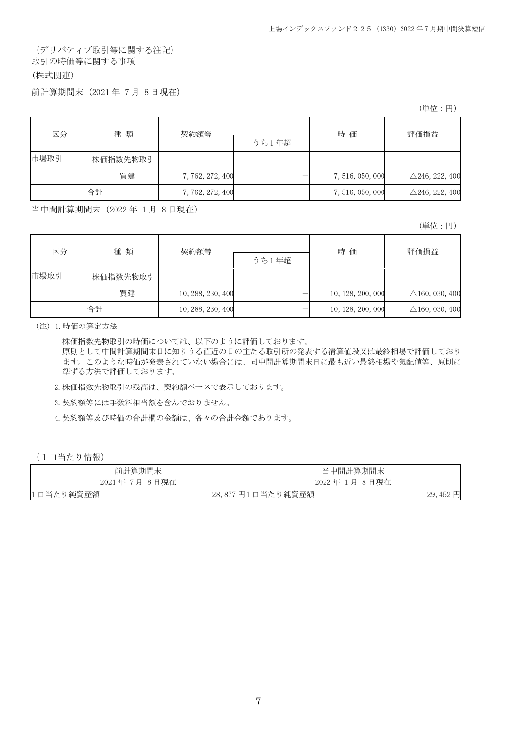（デリバティブ取引等に関する注記）

取引の時価等に関する事項

（株式関連）

前計算期間末（2021 年 7 月 8 日現在）

（単位：円）

| 区分 | 種 類 | 契約額等 | | 時 価 | 評価損益 |
|---|---|---|---|---|---|
| | | | うち１年超 | | |
| 市場取引 | 株価指数先物取引 | | | | |
| | 買建 | 7, 762, 272, 400 | － | 7, 516, 050, 000 | △246, 222, 400 |
| 合計 | | 7, 762, 272, 400 | － | 7, 516, 050, 000 | △246, 222, 400 |

当中間計算期間末（2022 年 1 月 8 日現在）

（単位：円）

| 区分 | 種 類 | 契約額等 | | 時 価 | 評価損益 |
|---|---|---|---|---|---|
| | | | うち１年超 | | |
| 市場取引 | 株価指数先物取引 | | | | |
| | 買建 | 10, 288, 230, 400 | － | 10, 128, 200, 000 | △160, 030, 400 |
| 合計 | | 10, 288, 230, 400 | － | 10, 128, 200, 000 | △160, 030, 400 |

（注）1. 時価の算定方法

株価指数先物取引の時価については、以下のように評価しております。
原則として中間計算期間末日に知りうる直近の日の主たる取引所の発表する清算値段又は最終相場で評価しております。このような時価が発表されていない場合には、同中間計算期間末日に最も近い最終相場や気配値等、原則に準ずる方法で評価しております。

2. 株価指数先物取引の残高は、契約額ベースで表示しております。

3. 契約額等には手数料相当額を含んでおりません。

4. 契約額等及び時価の合計欄の金額は、各々の合計金額であります。

（１口当たり情報）

| 前計算期間末<br>2021 年 7 月 8 日現在 | | 当中間計算期間末<br>2022 年 1 月 8 日現在 | |
|---|---|---|---|
| 1 口当たり純資産額 | 28, 877 円 | 1 口当たり純資産額 | 29, 452 円 |